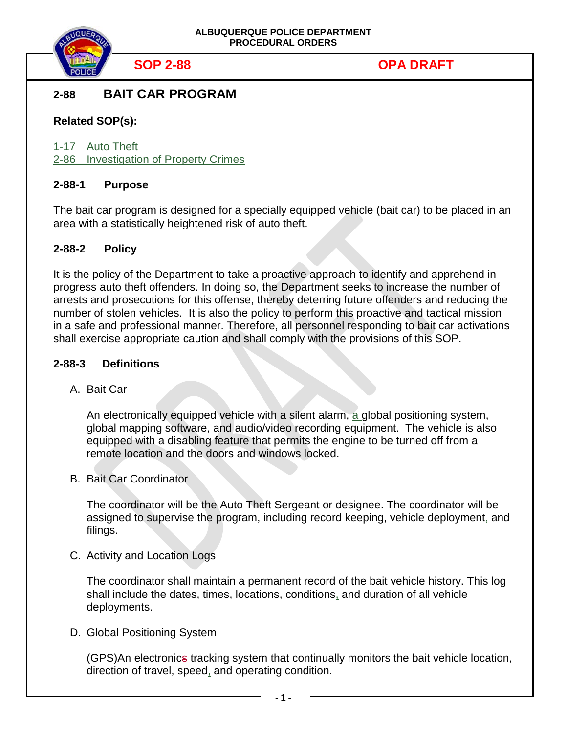ALBUQUERQUE POLICE DEPARTMENT
PROCEDURAL ORDERS

**SOP 2-88** **OPA DRAFT**

## 2-88 BAIT CAR PROGRAM

**Related SOP(s):**

1-17 Auto Theft
2-86 Investigation of Property Crimes

### 2-88-1 Purpose

The bait car program is designed for a specially equipped vehicle (bait car) to be placed in an area with a statistically heightened risk of auto theft.

### 2-88-2 Policy

It is the policy of the Department to take a proactive approach to identify and apprehend in-progress auto theft offenders. In doing so, the Department seeks to increase the number of arrests and prosecutions for this offense, thereby deterring future offenders and reducing the number of stolen vehicles. It is also the policy to perform this proactive and tactical mission in a safe and professional manner. Therefore, all personnel responding to bait car activations shall exercise appropriate caution and shall comply with the provisions of this SOP.

### 2-88-3 Definitions

A. Bait Car

An electronically equipped vehicle with a silent alarm, a global positioning system, global mapping software, and audio/video recording equipment. The vehicle is also equipped with a disabling feature that permits the engine to be turned off from a remote location and the doors and windows locked.

B. Bait Car Coordinator

The coordinator will be the Auto Theft Sergeant or designee. The coordinator will be assigned to supervise the program, including record keeping, vehicle deployment, and filings.

C. Activity and Location Logs

The coordinator shall maintain a permanent record of the bait vehicle history. This log shall include the dates, times, locations, conditions, and duration of all vehicle deployments.

D. Global Positioning System

(GPS)An electronics tracking system that continually monitors the bait vehicle location, direction of travel, speed, and operating condition.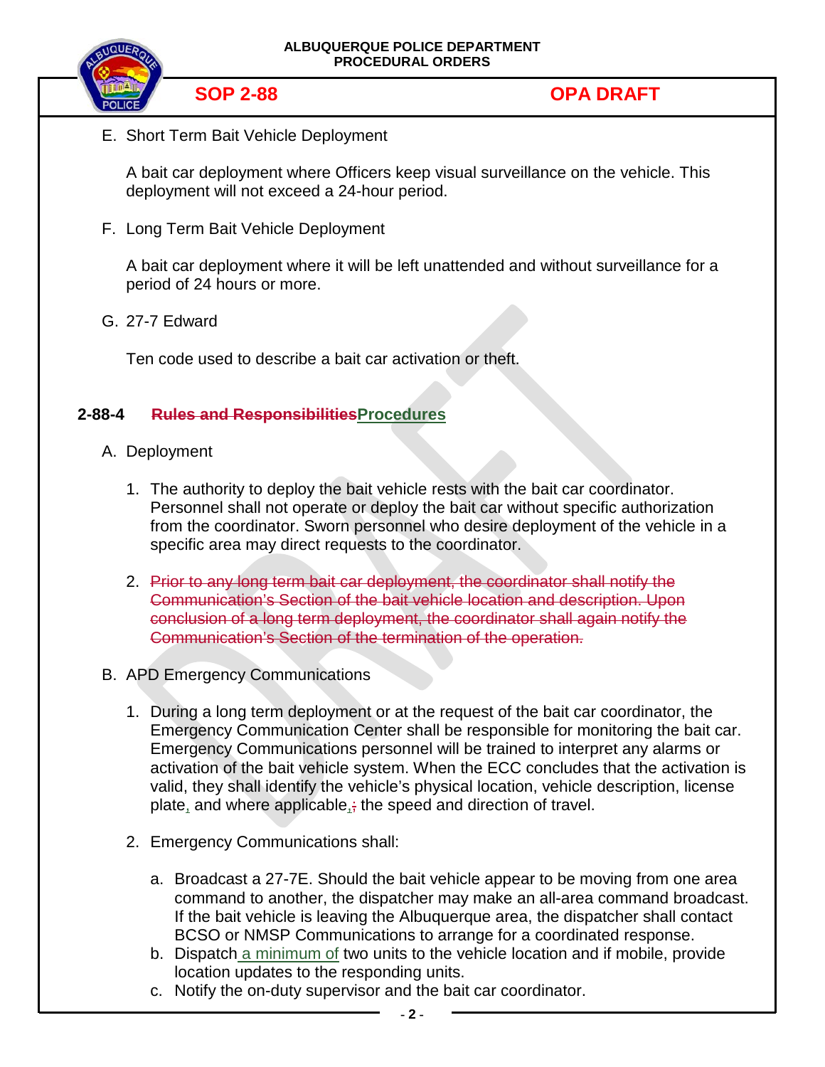E. Short Term Bait Vehicle Deployment

A bait car deployment where Officers keep visual surveillance on the vehicle. This deployment will not exceed a 24-hour period.

F. Long Term Bait Vehicle Deployment

A bait car deployment where it will be left unattended and without surveillance for a period of 24 hours or more.

G. 27-7 Edward

Ten code used to describe a bait car activation or theft.

## 2-88-4 ~~Rules and Responsibilities~~Procedures

A. Deployment

1. The authority to deploy the bait vehicle rests with the bait car coordinator. Personnel shall not operate or deploy the bait car without specific authorization from the coordinator. Sworn personnel who desire deployment of the vehicle in a specific area may direct requests to the coordinator.

2. ~~Prior to any long term bait car deployment, the coordinator shall notify the Communication's Section of the bait vehicle location and description. Upon conclusion of a long term deployment, the coordinator shall again notify the Communication's Section of the termination of the operation.~~

B. APD Emergency Communications

1. During a long term deployment or at the request of the bait car coordinator, the Emergency Communication Center shall be responsible for monitoring the bait car. Emergency Communications personnel will be trained to interpret any alarms or activation of the bait vehicle system. When the ECC concludes that the activation is valid, they shall identify the vehicle's physical location, vehicle description, license plate, and where applicable, ~~;~~ the speed and direction of travel.

2. Emergency Communications shall:

   a. Broadcast a 27-7E. Should the bait vehicle appear to be moving from one area command to another, the dispatcher may make an all-area command broadcast. If the bait vehicle is leaving the Albuquerque area, the dispatcher shall contact BCSO or NMSP Communications to arrange for a coordinated response.
   b. Dispatch a minimum of two units to the vehicle location and if mobile, provide location updates to the responding units.
   c. Notify the on-duty supervisor and the bait car coordinator.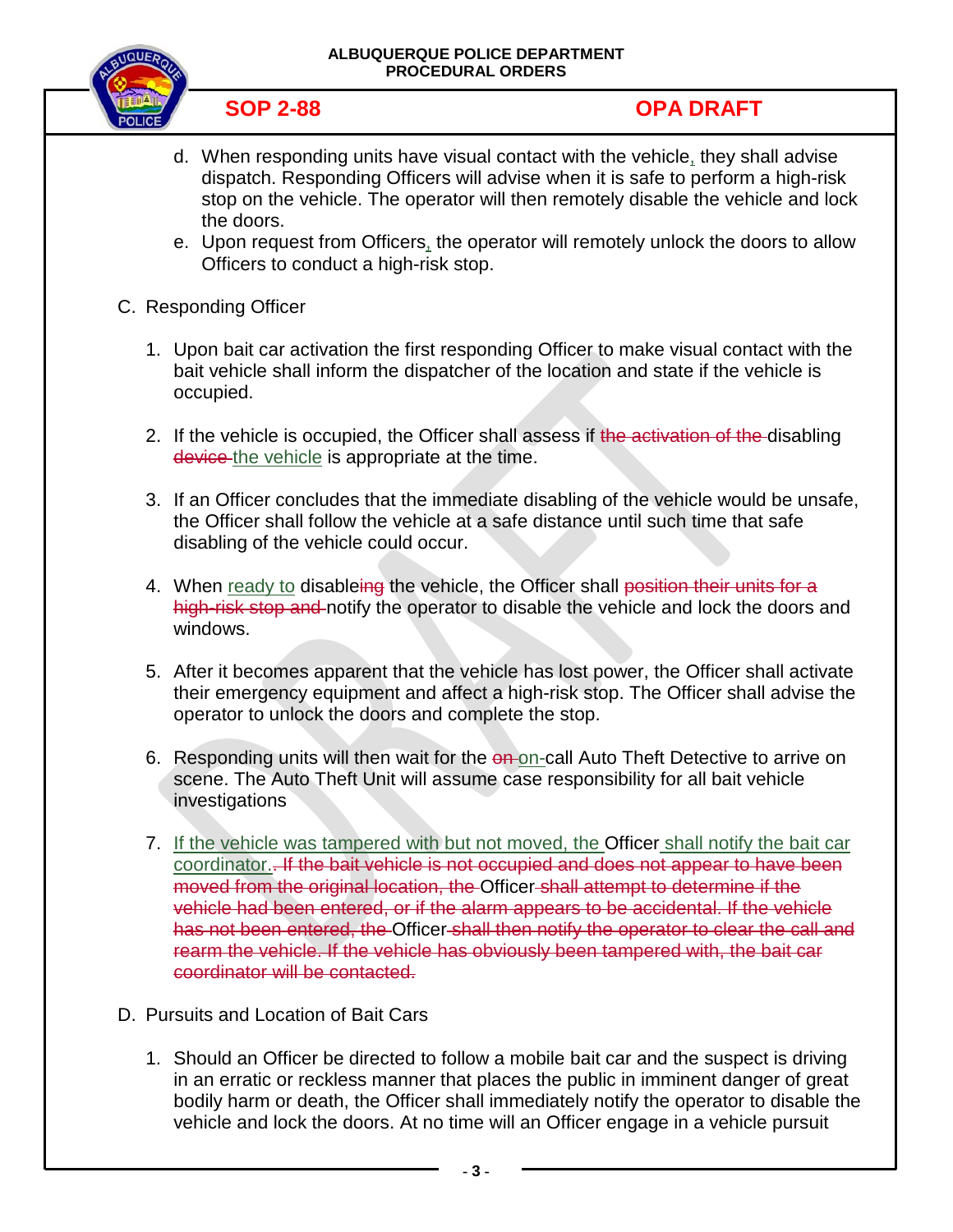d. When responding units have visual contact with the vehicle, they shall advise dispatch. Responding Officers will advise when it is safe to perform a high-risk stop on the vehicle. The operator will then remotely disable the vehicle and lock the doors.

e. Upon request from Officers, the operator will remotely unlock the doors to allow Officers to conduct a high-risk stop.

C. Responding Officer

1. Upon bait car activation the first responding Officer to make visual contact with the bait vehicle shall inform the dispatcher of the location and state if the vehicle is occupied.

2. If the vehicle is occupied, the Officer shall assess if ~~the activation of the~~ disabling ~~device~~ the vehicle is appropriate at the time.

3. If an Officer concludes that the immediate disabling of the vehicle would be unsafe, the Officer shall follow the vehicle at a safe distance until such time that safe disabling of the vehicle could occur.

4. When ready to disable~~ing~~ the vehicle, the Officer shall ~~position their units for a high-risk stop and~~ notify the operator to disable the vehicle and lock the doors and windows.

5. After it becomes apparent that the vehicle has lost power, the Officer shall activate their emergency equipment and affect a high-risk stop. The Officer shall advise the operator to unlock the doors and complete the stop.

6. Responding units will then wait for the ~~on~~ on-call Auto Theft Detective to arrive on scene. The Auto Theft Unit will assume case responsibility for all bait vehicle investigations

7. If the vehicle was tampered with but not moved, the Officer shall notify the bait car coordinator.~~. If the bait vehicle is not occupied and does not appear to have been moved from the original location, the~~ Officer ~~shall attempt to determine if the vehicle had been entered, or if the alarm appears to be accidental. If the vehicle has not been entered, the~~ Officer ~~shall then notify the operator to clear the call and rearm the vehicle. If the vehicle has obviously been tampered with, the bait car coordinator will be contacted.~~

D. Pursuits and Location of Bait Cars

1. Should an Officer be directed to follow a mobile bait car and the suspect is driving in an erratic or reckless manner that places the public in imminent danger of great bodily harm or death, the Officer shall immediately notify the operator to disable the vehicle and lock the doors. At no time will an Officer engage in a vehicle pursuit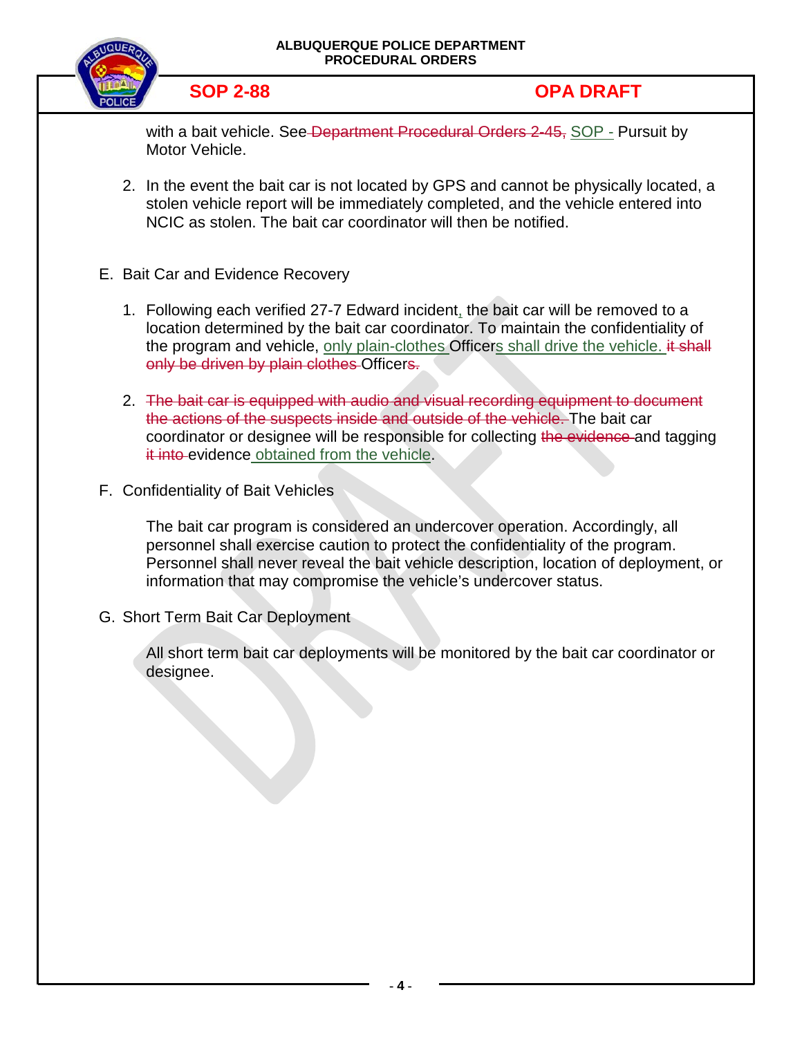with a bait vehicle. See ~~Department Procedural Orders 2-45,~~ SOP - Pursuit by Motor Vehicle.

2. In the event the bait car is not located by GPS and cannot be physically located, a stolen vehicle report will be immediately completed, and the vehicle entered into NCIC as stolen. The bait car coordinator will then be notified.

E. Bait Car and Evidence Recovery

1. Following each verified 27-7 Edward incident, the bait car will be removed to a location determined by the bait car coordinator. To maintain the confidentiality of the program and vehicle, only plain-clothes Officers shall drive the vehicle. ~~it shall only be driven by plain clothes~~ Officers~~.~~

2. ~~The bait car is equipped with audio and visual recording equipment to document the actions of the suspects inside and outside of the vehicle.~~ The bait car coordinator or designee will be responsible for collecting ~~the evidence~~ and tagging ~~it into~~ evidence obtained from the vehicle.

F. Confidentiality of Bait Vehicles

The bait car program is considered an undercover operation. Accordingly, all personnel shall exercise caution to protect the confidentiality of the program. Personnel shall never reveal the bait vehicle description, location of deployment, or information that may compromise the vehicle's undercover status.

G. Short Term Bait Car Deployment

All short term bait car deployments will be monitored by the bait car coordinator or designee.